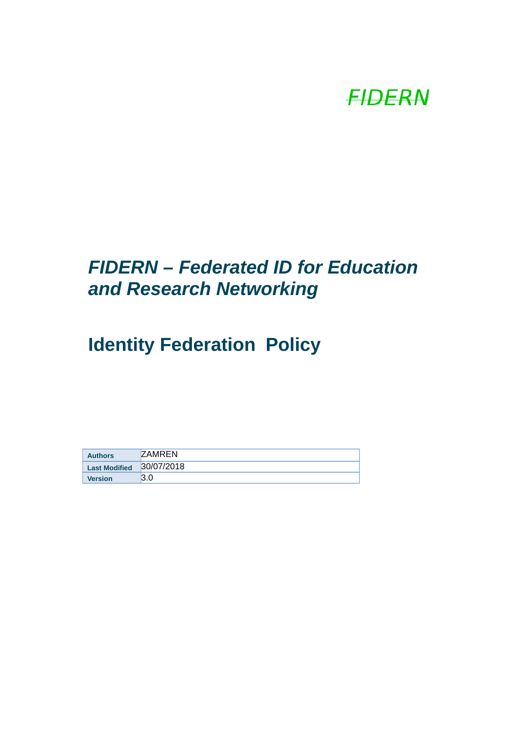*FIDERN*

# *FIDERN – Federated ID for Education and Research Networking*

# Identity Federation Policy

| | |
|---|---|
| **Authors** | ZAMREN |
| **Last Modified** | 30/07/2018 |
| **Version** | 3.0 |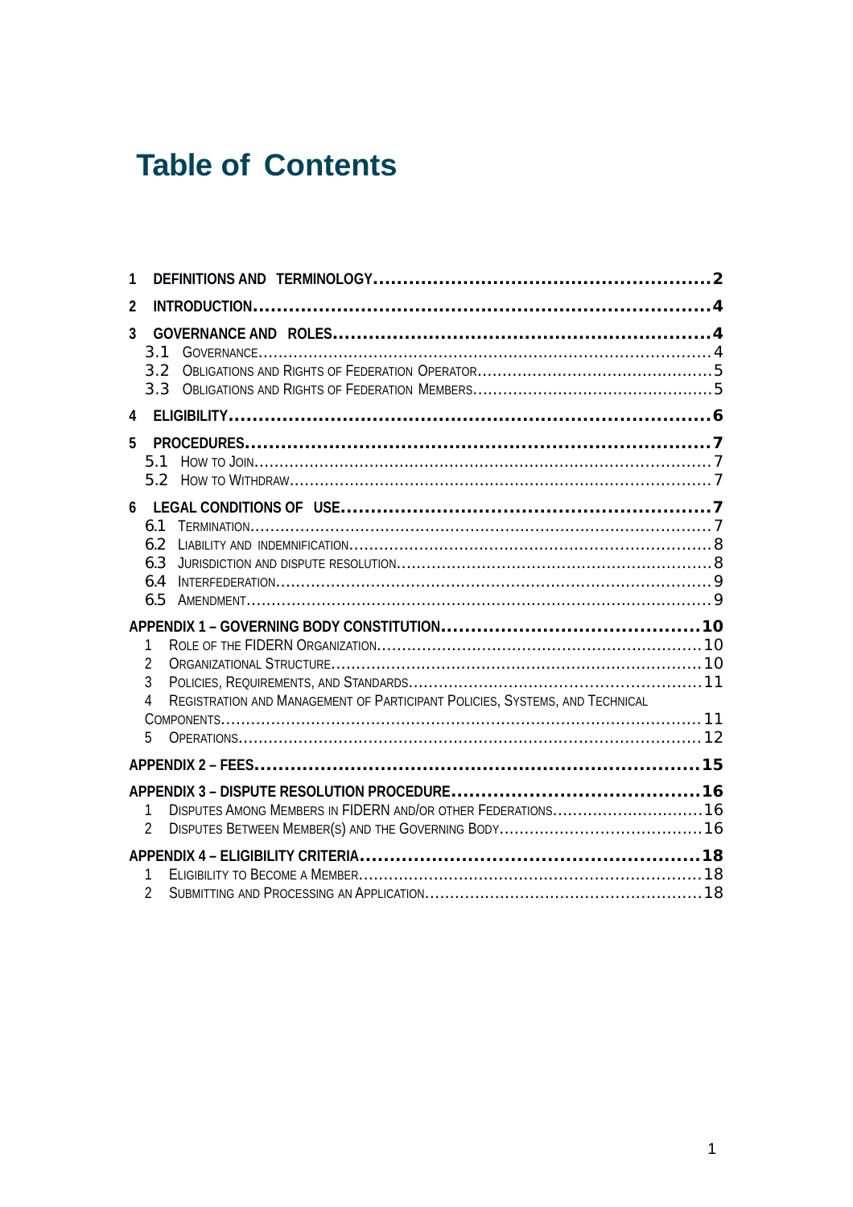# Table of Contents

1 DEFINITIONS AND TERMINOLOGY.....2

2 INTRODUCTION.....4

3 GOVERNANCE AND ROLES.....4
- 3.1 GOVERNANCE.....4
- 3.2 OBLIGATIONS AND RIGHTS OF FEDERATION OPERATOR.....5
- 3.3 OBLIGATIONS AND RIGHTS OF FEDERATION MEMBERS.....5

4 ELIGIBILITY.....6

5 PROCEDURES.....7
- 5.1 HOW TO JOIN.....7
- 5.2 HOW TO WITHDRAW.....7

6 LEGAL CONDITIONS OF USE.....7
- 6.1 TERMINATION.....7
- 6.2 LIABILITY AND INDEMNIFICATION.....8
- 6.3 JURISDICTION AND DISPUTE RESOLUTION.....8
- 6.4 INTERFEDERATION.....9
- 6.5 AMENDMENT.....9

APPENDIX 1 – GOVERNING BODY CONSTITUTION.....10
- 1 ROLE OF THE FIDERN ORGANIZATION.....10
- 2 ORGANIZATIONAL STRUCTURE.....10
- 3 POLICIES, REQUIREMENTS, AND STANDARDS.....11
- 4 REGISTRATION AND MANAGEMENT OF PARTICIPANT POLICIES, SYSTEMS, AND TECHNICAL COMPONENTS.....11
- 5 OPERATIONS.....12

APPENDIX 2 – FEES.....15

APPENDIX 3 – DISPUTE RESOLUTION PROCEDURE.....16
- 1 DISPUTES AMONG MEMBERS IN FIDERN AND/OR OTHER FEDERATIONS.....16
- 2 DISPUTES BETWEEN MEMBER(S) AND THE GOVERNING BODY.....16

APPENDIX 4 – ELIGIBILITY CRITERIA.....18
- 1 ELIGIBILITY TO BECOME A MEMBER.....18
- 2 SUBMITTING AND PROCESSING AN APPLICATION.....18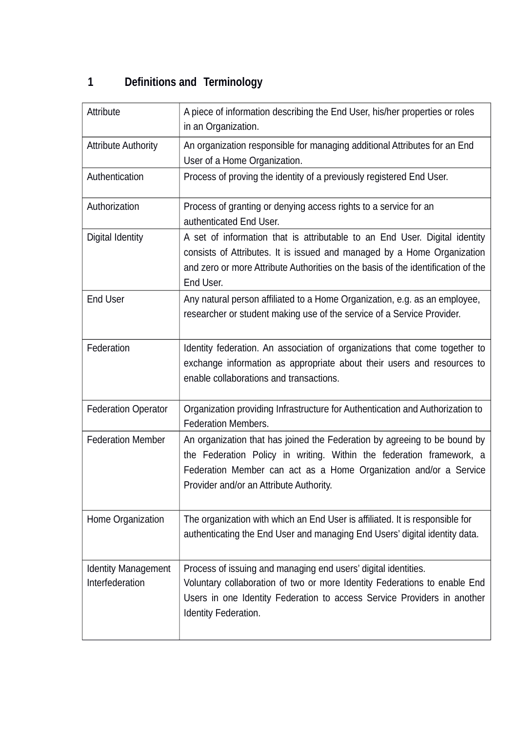# 1 Definitions and Terminology

| | |
|---|---|
| Attribute | A piece of information describing the End User, his/her properties or roles in an Organization. |
| Attribute Authority | An organization responsible for managing additional Attributes for an End User of a Home Organization. |
| Authentication | Process of proving the identity of a previously registered End User. |
| Authorization | Process of granting or denying access rights to a service for an authenticated End User. |
| Digital Identity | A set of information that is attributable to an End User. Digital identity consists of Attributes. It is issued and managed by a Home Organization and zero or more Attribute Authorities on the basis of the identification of the End User. |
| End User | Any natural person affiliated to a Home Organization, e.g. as an employee, researcher or student making use of the service of a Service Provider. |
| Federation | Identity federation. An association of organizations that come together to exchange information as appropriate about their users and resources to enable collaborations and transactions. |
| Federation Operator | Organization providing Infrastructure for Authentication and Authorization to Federation Members. |
| Federation Member | An organization that has joined the Federation by agreeing to be bound by the Federation Policy in writing. Within the federation framework, a Federation Member can act as a Home Organization and/or a Service Provider and/or an Attribute Authority. |
| Home Organization | The organization with which an End User is affiliated. It is responsible for authenticating the End User and managing End Users' digital identity data. |
| Identity Management<br>Interfederation | Process of issuing and managing end users' digital identities.<br>Voluntary collaboration of two or more Identity Federations to enable End Users in one Identity Federation to access Service Providers in another Identity Federation. |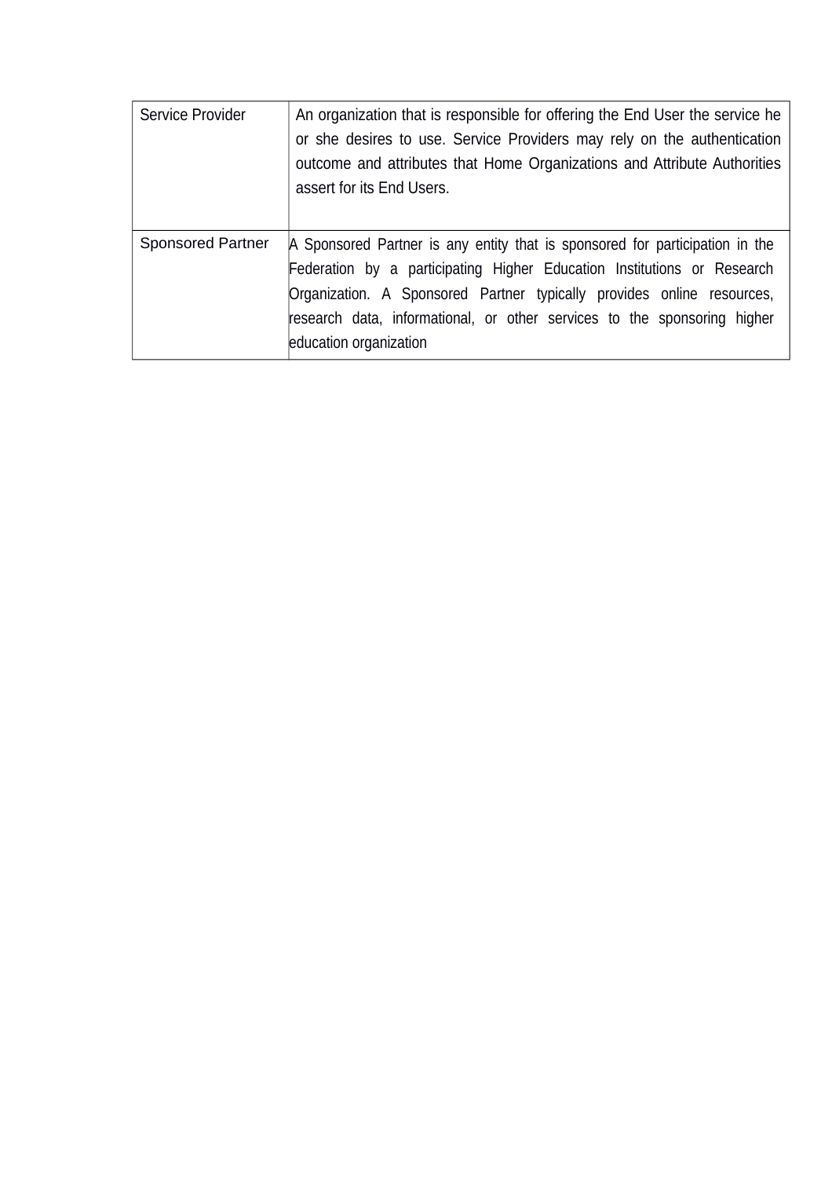| | |
|---|---|
| Service Provider | An organization that is responsible for offering the End User the service he or she desires to use. Service Providers may rely on the authentication outcome and attributes that Home Organizations and Attribute Authorities assert for its End Users. |
| Sponsored Partner | A Sponsored Partner is any entity that is sponsored for participation in the Federation by a participating Higher Education Institutions or Research Organization. A Sponsored Partner typically provides online resources, research data, informational, or other services to the sponsoring higher education organization |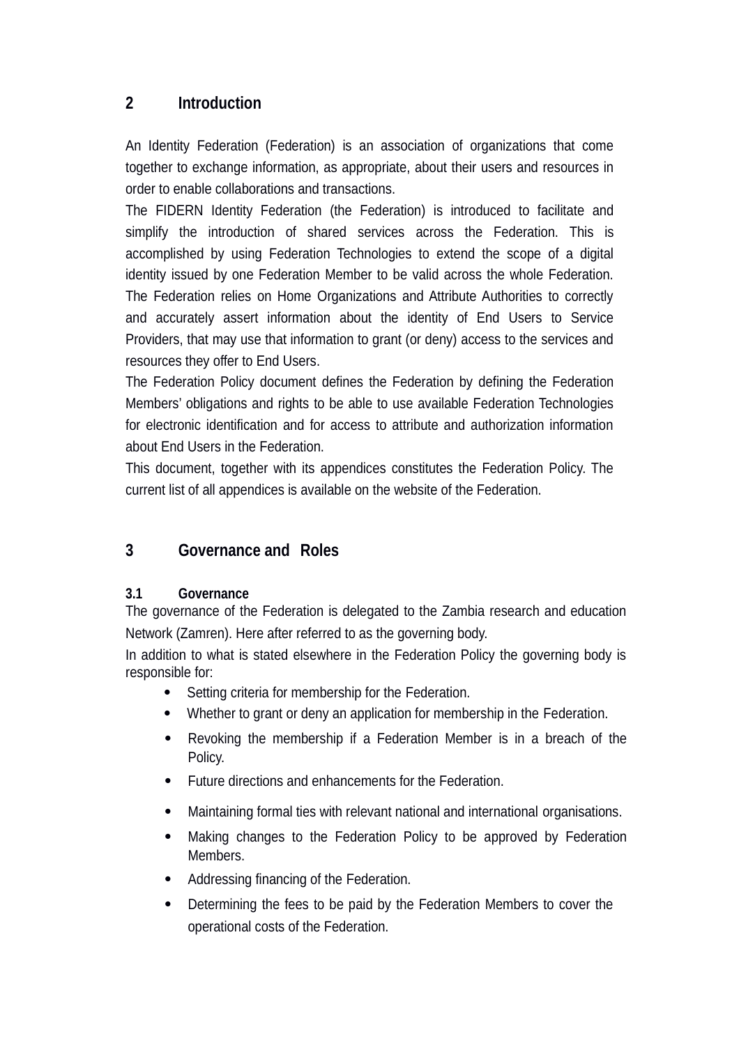# 2 Introduction

An Identity Federation (Federation) is an association of organizations that come together to exchange information, as appropriate, about their users and resources in order to enable collaborations and transactions.

The FIDERN Identity Federation (the Federation) is introduced to facilitate and simplify the introduction of shared services across the Federation. This is accomplished by using Federation Technologies to extend the scope of a digital identity issued by one Federation Member to be valid across the whole Federation. The Federation relies on Home Organizations and Attribute Authorities to correctly and accurately assert information about the identity of End Users to Service Providers, that may use that information to grant (or deny) access to the services and resources they offer to End Users.

The Federation Policy document defines the Federation by defining the Federation Members' obligations and rights to be able to use available Federation Technologies for electronic identification and for access to attribute and authorization information about End Users in the Federation.

This document, together with its appendices constitutes the Federation Policy. The current list of all appendices is available on the website of the Federation.

# 3 Governance and Roles

## 3.1 Governance

The governance of the Federation is delegated to the Zambia research and education Network (Zamren). Here after referred to as the governing body.

In addition to what is stated elsewhere in the Federation Policy the governing body is responsible for:

- Setting criteria for membership for the Federation.
- Whether to grant or deny an application for membership in the Federation.
- Revoking the membership if a Federation Member is in a breach of the Policy.
- Future directions and enhancements for the Federation.
- Maintaining formal ties with relevant national and international organisations.
- Making changes to the Federation Policy to be approved by Federation Members.
- Addressing financing of the Federation.
- Determining the fees to be paid by the Federation Members to cover the operational costs of the Federation.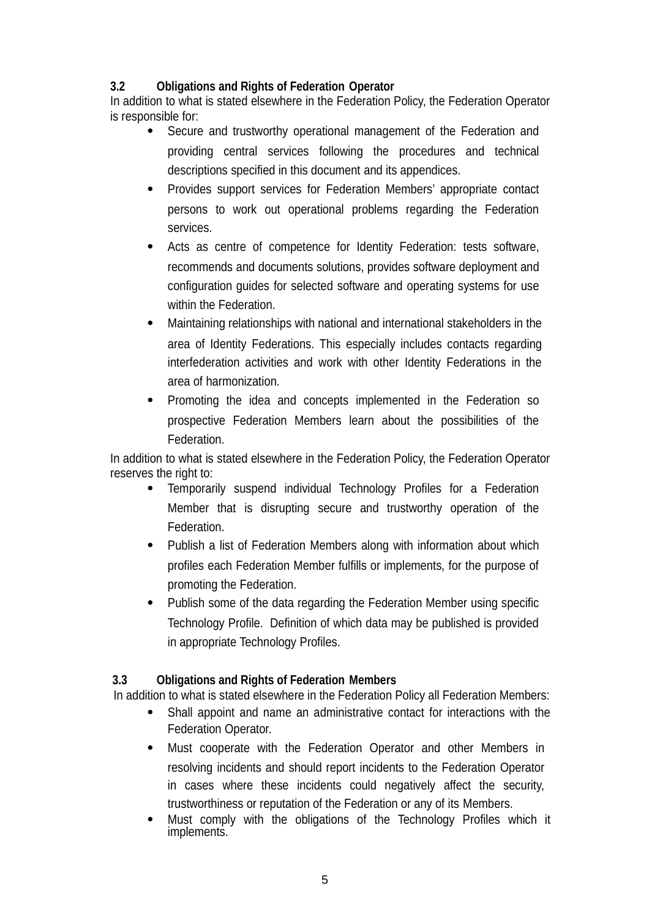### 3.2 Obligations and Rights of Federation Operator

In addition to what is stated elsewhere in the Federation Policy, the Federation Operator is responsible for:

- Secure and trustworthy operational management of the Federation and providing central services following the procedures and technical descriptions specified in this document and its appendices.
- Provides support services for Federation Members' appropriate contact persons to work out operational problems regarding the Federation services.
- Acts as centre of competence for Identity Federation: tests software, recommends and documents solutions, provides software deployment and configuration guides for selected software and operating systems for use within the Federation.
- Maintaining relationships with national and international stakeholders in the area of Identity Federations. This especially includes contacts regarding interfederation activities and work with other Identity Federations in the area of harmonization.
- Promoting the idea and concepts implemented in the Federation so prospective Federation Members learn about the possibilities of the Federation.

In addition to what is stated elsewhere in the Federation Policy, the Federation Operator reserves the right to:

- Temporarily suspend individual Technology Profiles for a Federation Member that is disrupting secure and trustworthy operation of the Federation.
- Publish a list of Federation Members along with information about which profiles each Federation Member fulfills or implements, for the purpose of promoting the Federation.
- Publish some of the data regarding the Federation Member using specific Technology Profile. Definition of which data may be published is provided in appropriate Technology Profiles.

### 3.3 Obligations and Rights of Federation Members

In addition to what is stated elsewhere in the Federation Policy all Federation Members:

- Shall appoint and name an administrative contact for interactions with the Federation Operator.
- Must cooperate with the Federation Operator and other Members in resolving incidents and should report incidents to the Federation Operator in cases where these incidents could negatively affect the security, trustworthiness or reputation of the Federation or any of its Members.
- Must comply with the obligations of the Technology Profiles which it implements.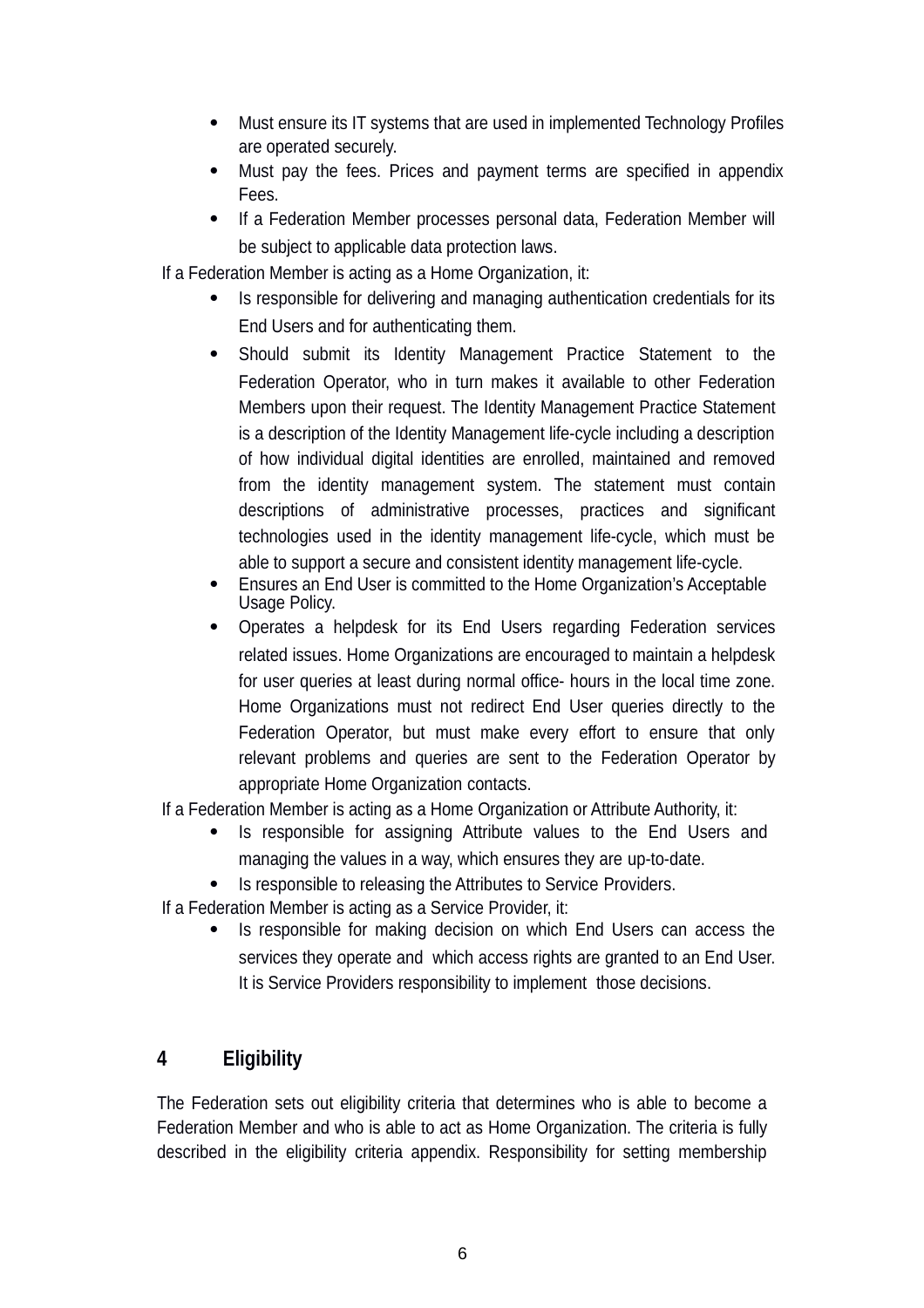- Must ensure its IT systems that are used in implemented Technology Profiles are operated securely.
- Must pay the fees. Prices and payment terms are specified in appendix Fees.
- If a Federation Member processes personal data, Federation Member will be subject to applicable data protection laws.

If a Federation Member is acting as a Home Organization, it:

- Is responsible for delivering and managing authentication credentials for its End Users and for authenticating them.
- Should submit its Identity Management Practice Statement to the Federation Operator, who in turn makes it available to other Federation Members upon their request. The Identity Management Practice Statement is a description of the Identity Management life-cycle including a description of how individual digital identities are enrolled, maintained and removed from the identity management system. The statement must contain descriptions of administrative processes, practices and significant technologies used in the identity management life-cycle, which must be able to support a secure and consistent identity management life-cycle.
- Ensures an End User is committed to the Home Organization's Acceptable Usage Policy.
- Operates a helpdesk for its End Users regarding Federation services related issues. Home Organizations are encouraged to maintain a helpdesk for user queries at least during normal office- hours in the local time zone. Home Organizations must not redirect End User queries directly to the Federation Operator, but must make every effort to ensure that only relevant problems and queries are sent to the Federation Operator by appropriate Home Organization contacts.

If a Federation Member is acting as a Home Organization or Attribute Authority, it:

- Is responsible for assigning Attribute values to the End Users and managing the values in a way, which ensures they are up-to-date.
- Is responsible to releasing the Attributes to Service Providers.

If a Federation Member is acting as a Service Provider, it:

- Is responsible for making decision on which End Users can access the services they operate and which access rights are granted to an End User. It is Service Providers responsibility to implement those decisions.

## 4 Eligibility

The Federation sets out eligibility criteria that determines who is able to become a Federation Member and who is able to act as Home Organization. The criteria is fully described in the eligibility criteria appendix. Responsibility for setting membership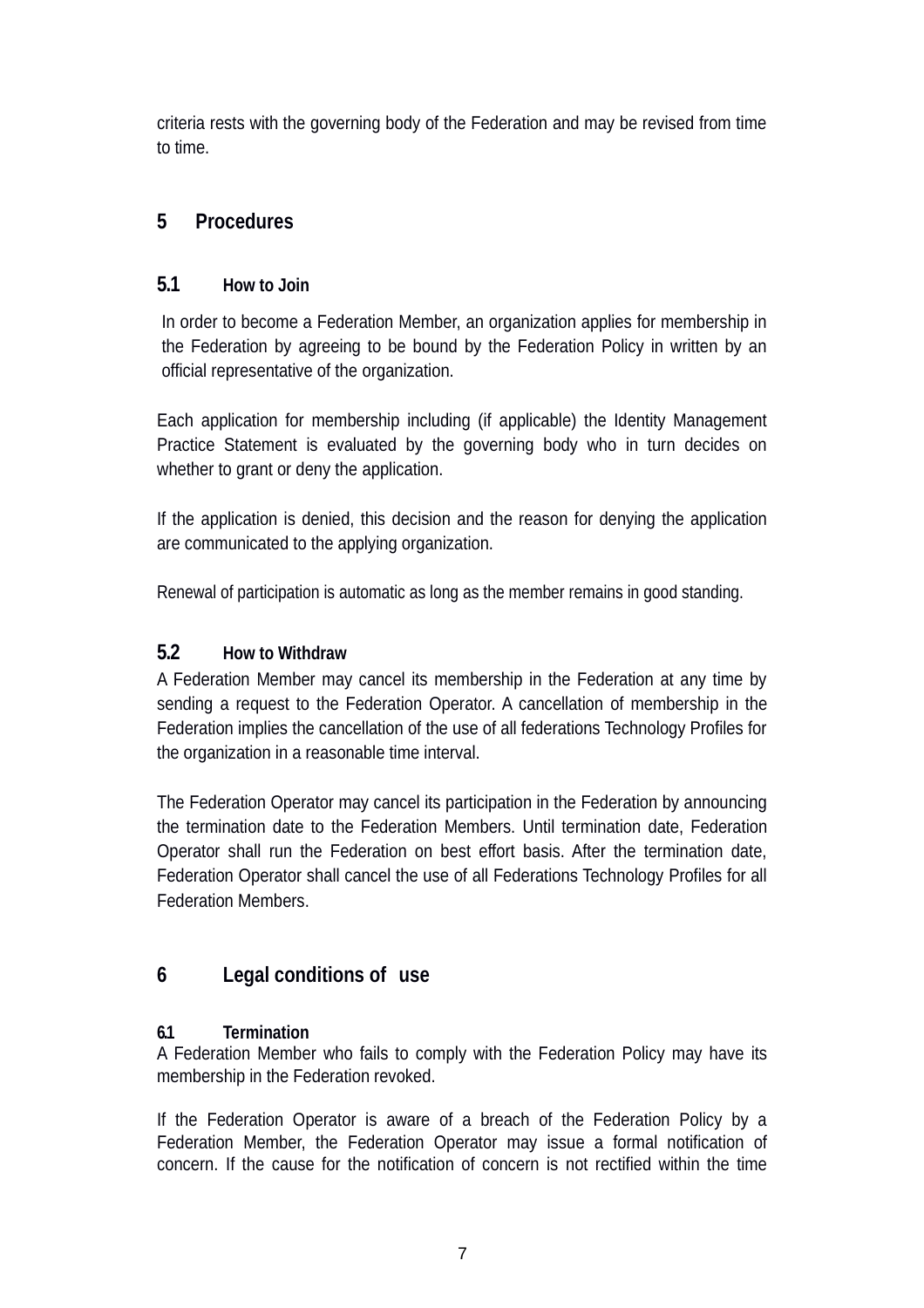criteria rests with the governing body of the Federation and may be revised from time to time.

# 5 Procedures

## 5.1 How to Join

In order to become a Federation Member, an organization applies for membership in the Federation by agreeing to be bound by the Federation Policy in written by an official representative of the organization.

Each application for membership including (if applicable) the Identity Management Practice Statement is evaluated by the governing body who in turn decides on whether to grant or deny the application.

If the application is denied, this decision and the reason for denying the application are communicated to the applying organization.

Renewal of participation is automatic as long as the member remains in good standing.

## 5.2 How to Withdraw

A Federation Member may cancel its membership in the Federation at any time by sending a request to the Federation Operator. A cancellation of membership in the Federation implies the cancellation of the use of all federations Technology Profiles for the organization in a reasonable time interval.

The Federation Operator may cancel its participation in the Federation by announcing the termination date to the Federation Members. Until termination date, Federation Operator shall run the Federation on best effort basis. After the termination date, Federation Operator shall cancel the use of all Federations Technology Profiles for all Federation Members.

# 6 Legal conditions of use

## 6.1 Termination

A Federation Member who fails to comply with the Federation Policy may have its membership in the Federation revoked.

If the Federation Operator is aware of a breach of the Federation Policy by a Federation Member, the Federation Operator may issue a formal notification of concern. If the cause for the notification of concern is not rectified within the time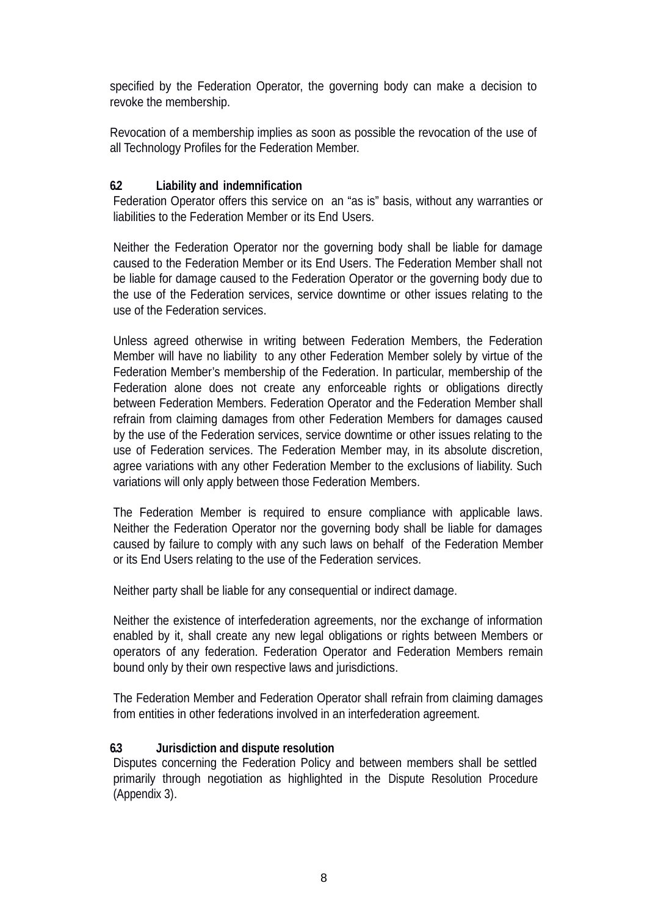specified by the Federation Operator, the governing body can make a decision to revoke the membership.

Revocation of a membership implies as soon as possible the revocation of the use of all Technology Profiles for the Federation Member.

### 6.2 Liability and indemnification

Federation Operator offers this service on an “as is” basis, without any warranties or liabilities to the Federation Member or its End Users.

Neither the Federation Operator nor the governing body shall be liable for damage caused to the Federation Member or its End Users. The Federation Member shall not be liable for damage caused to the Federation Operator or the governing body due to the use of the Federation services, service downtime or other issues relating to the use of the Federation services.

Unless agreed otherwise in writing between Federation Members, the Federation Member will have no liability to any other Federation Member solely by virtue of the Federation Member’s membership of the Federation. In particular, membership of the Federation alone does not create any enforceable rights or obligations directly between Federation Members. Federation Operator and the Federation Member shall refrain from claiming damages from other Federation Members for damages caused by the use of the Federation services, service downtime or other issues relating to the use of Federation services. The Federation Member may, in its absolute discretion, agree variations with any other Federation Member to the exclusions of liability. Such variations will only apply between those Federation Members.

The Federation Member is required to ensure compliance with applicable laws. Neither the Federation Operator nor the governing body shall be liable for damages caused by failure to comply with any such laws on behalf of the Federation Member or its End Users relating to the use of the Federation services.

Neither party shall be liable for any consequential or indirect damage.

Neither the existence of interfederation agreements, nor the exchange of information enabled by it, shall create any new legal obligations or rights between Members or operators of any federation. Federation Operator and Federation Members remain bound only by their own respective laws and jurisdictions.

The Federation Member and Federation Operator shall refrain from claiming damages from entities in other federations involved in an interfederation agreement.

### 6.3 Jurisdiction and dispute resolution

Disputes concerning the Federation Policy and between members shall be settled primarily through negotiation as highlighted in the Dispute Resolution Procedure (Appendix 3).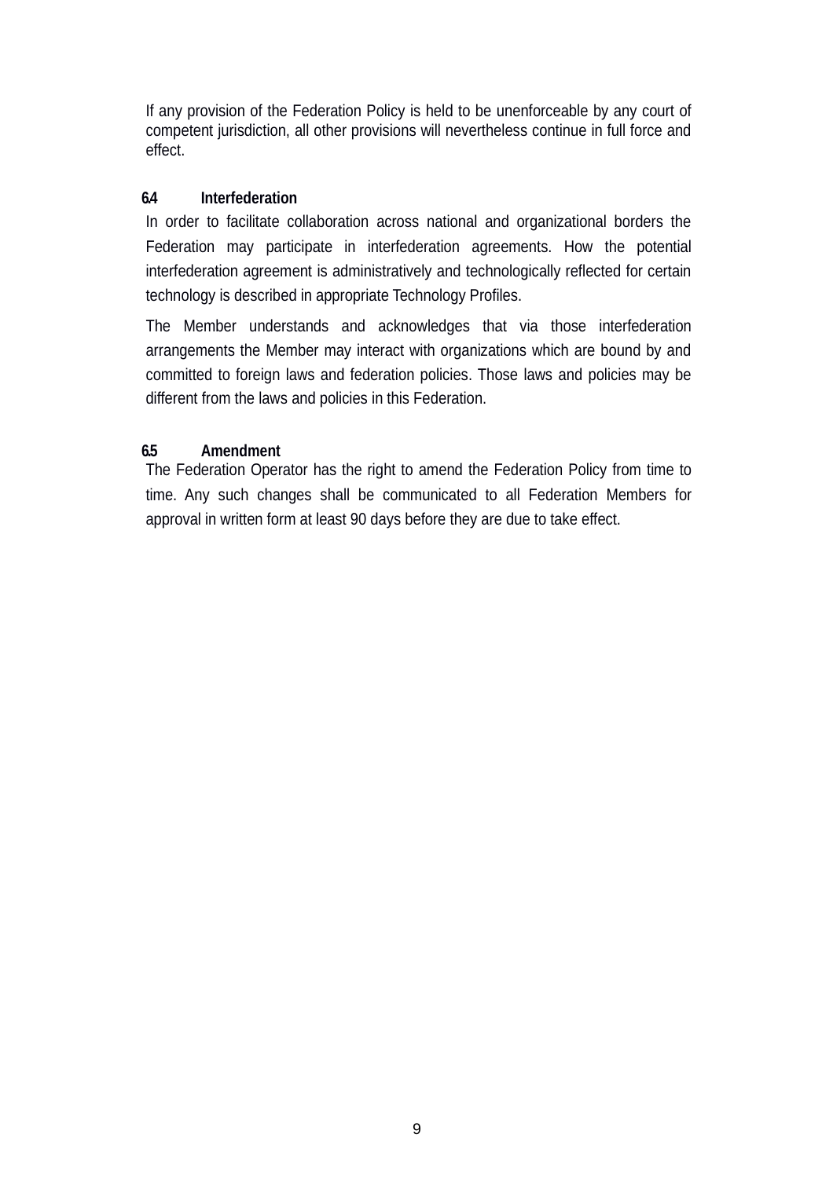If any provision of the Federation Policy is held to be unenforceable by any court of competent jurisdiction, all other provisions will nevertheless continue in full force and effect.

### 6.4 Interfederation

In order to facilitate collaboration across national and organizational borders the Federation may participate in interfederation agreements. How the potential interfederation agreement is administratively and technologically reflected for certain technology is described in appropriate Technology Profiles.

The Member understands and acknowledges that via those interfederation arrangements the Member may interact with organizations which are bound by and committed to foreign laws and federation policies. Those laws and policies may be different from the laws and policies in this Federation.

### 6.5 Amendment

The Federation Operator has the right to amend the Federation Policy from time to time. Any such changes shall be communicated to all Federation Members for approval in written form at least 90 days before they are due to take effect.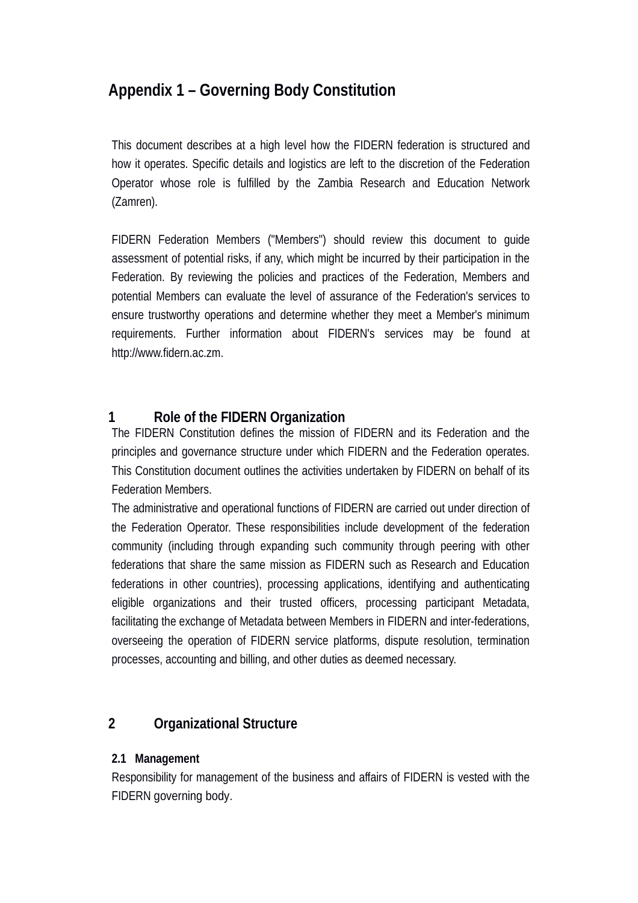# Appendix 1 – Governing Body Constitution

This document describes at a high level how the FIDERN federation is structured and how it operates. Specific details and logistics are left to the discretion of the Federation Operator whose role is fulfilled by the Zambia Research and Education Network (Zamren).

FIDERN Federation Members ("Members") should review this document to guide assessment of potential risks, if any, which might be incurred by their participation in the Federation. By reviewing the policies and practices of the Federation, Members and potential Members can evaluate the level of assurance of the Federation's services to ensure trustworthy operations and determine whether they meet a Member's minimum requirements. Further information about FIDERN's services may be found at http://www.fidern.ac.zm.

## 1 Role of the FIDERN Organization

The FIDERN Constitution defines the mission of FIDERN and its Federation and the principles and governance structure under which FIDERN and the Federation operates. This Constitution document outlines the activities undertaken by FIDERN on behalf of its Federation Members.

The administrative and operational functions of FIDERN are carried out under direction of the Federation Operator. These responsibilities include development of the federation community (including through expanding such community through peering with other federations that share the same mission as FIDERN such as Research and Education federations in other countries), processing applications, identifying and authenticating eligible organizations and their trusted officers, processing participant Metadata, facilitating the exchange of Metadata between Members in FIDERN and inter-federations, overseeing the operation of FIDERN service platforms, dispute resolution, termination processes, accounting and billing, and other duties as deemed necessary.

## 2 Organizational Structure

### 2.1 Management

Responsibility for management of the business and affairs of FIDERN is vested with the FIDERN governing body.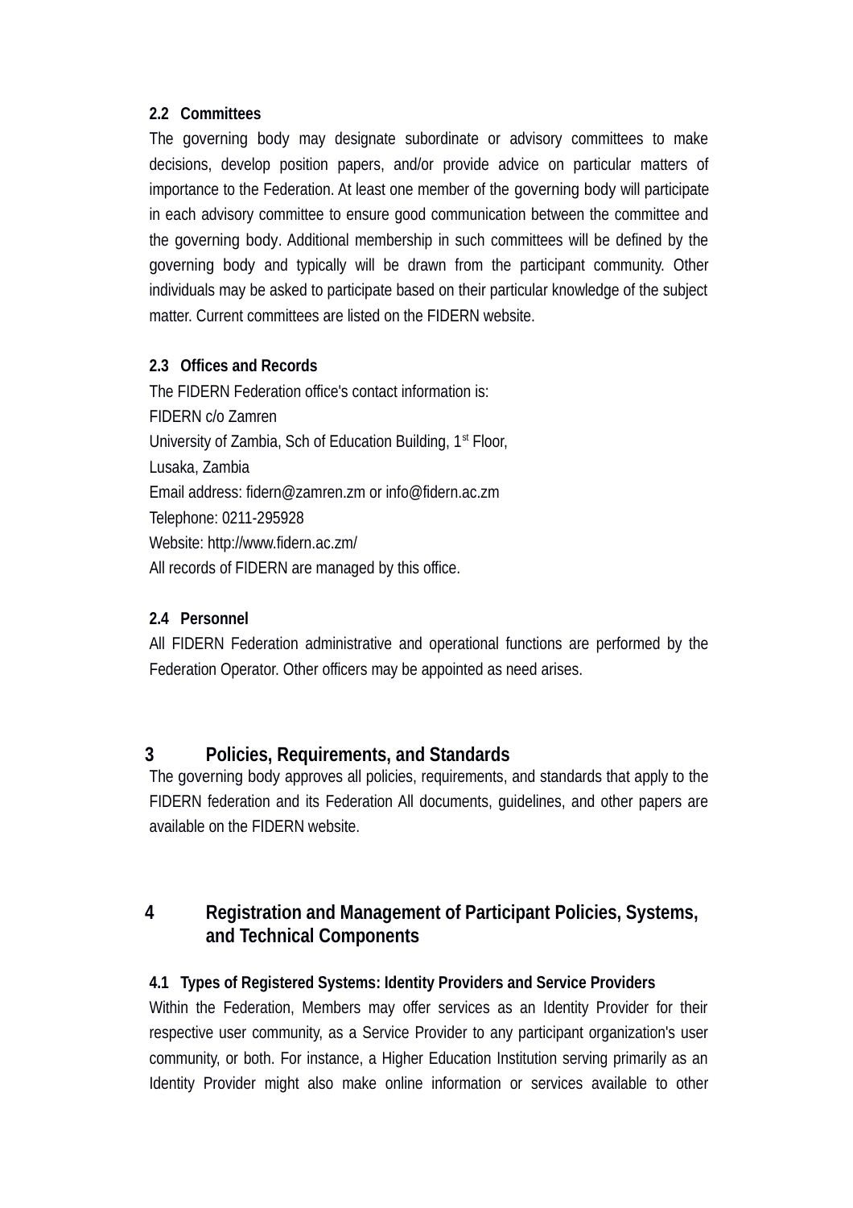### 2.2 Committees

The governing body may designate subordinate or advisory committees to make decisions, develop position papers, and/or provide advice on particular matters of importance to the Federation. At least one member of the governing body will participate in each advisory committee to ensure good communication between the committee and the governing body. Additional membership in such committees will be defined by the governing body and typically will be drawn from the participant community. Other individuals may be asked to participate based on their particular knowledge of the subject matter. Current committees are listed on the FIDERN website.

### 2.3 Offices and Records

The FIDERN Federation office's contact information is:
FIDERN c/o Zamren
University of Zambia, Sch of Education Building, 1st Floor,
Lusaka, Zambia
Email address: fidern@zamren.zm or info@fidern.ac.zm
Telephone: 0211-295928
Website: http://www.fidern.ac.zm/
All records of FIDERN are managed by this office.

### 2.4 Personnel

All FIDERN Federation administrative and operational functions are performed by the Federation Operator. Other officers may be appointed as need arises.

## 3 Policies, Requirements, and Standards

The governing body approves all policies, requirements, and standards that apply to the FIDERN federation and its Federation All documents, guidelines, and other papers are available on the FIDERN website.

## 4 Registration and Management of Participant Policies, Systems, and Technical Components

### 4.1 Types of Registered Systems: Identity Providers and Service Providers

Within the Federation, Members may offer services as an Identity Provider for their respective user community, as a Service Provider to any participant organization's user community, or both. For instance, a Higher Education Institution serving primarily as an Identity Provider might also make online information or services available to other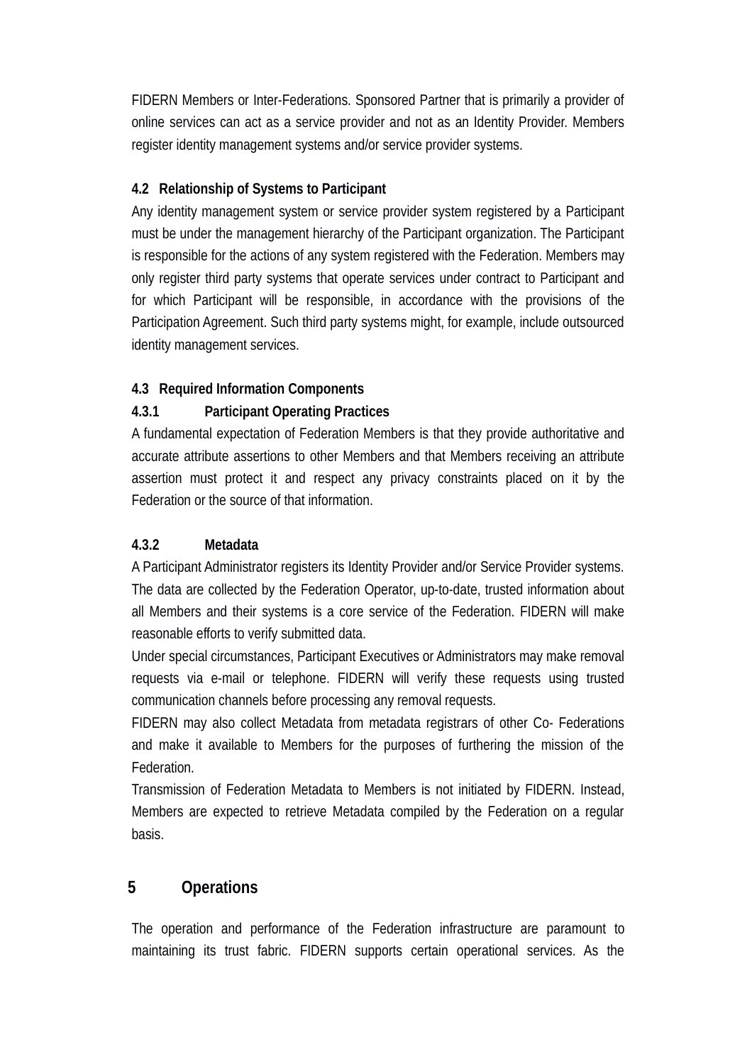FIDERN Members or Inter-Federations. Sponsored Partner that is primarily a provider of online services can act as a service provider and not as an Identity Provider. Members register identity management systems and/or service provider systems.

### 4.2 Relationship of Systems to Participant

Any identity management system or service provider system registered by a Participant must be under the management hierarchy of the Participant organization. The Participant is responsible for the actions of any system registered with the Federation. Members may only register third party systems that operate services under contract to Participant and for which Participant will be responsible, in accordance with the provisions of the Participation Agreement. Such third party systems might, for example, include outsourced identity management services.

### 4.3 Required Information Components

#### 4.3.1 Participant Operating Practices

A fundamental expectation of Federation Members is that they provide authoritative and accurate attribute assertions to other Members and that Members receiving an attribute assertion must protect it and respect any privacy constraints placed on it by the Federation or the source of that information.

#### 4.3.2 Metadata

A Participant Administrator registers its Identity Provider and/or Service Provider systems. The data are collected by the Federation Operator, up-to-date, trusted information about all Members and their systems is a core service of the Federation. FIDERN will make reasonable efforts to verify submitted data.

Under special circumstances, Participant Executives or Administrators may make removal requests via e-mail or telephone. FIDERN will verify these requests using trusted communication channels before processing any removal requests.

FIDERN may also collect Metadata from metadata registrars of other Co- Federations and make it available to Members for the purposes of furthering the mission of the Federation.

Transmission of Federation Metadata to Members is not initiated by FIDERN. Instead, Members are expected to retrieve Metadata compiled by the Federation on a regular basis.

## 5 Operations

The operation and performance of the Federation infrastructure are paramount to maintaining its trust fabric. FIDERN supports certain operational services. As the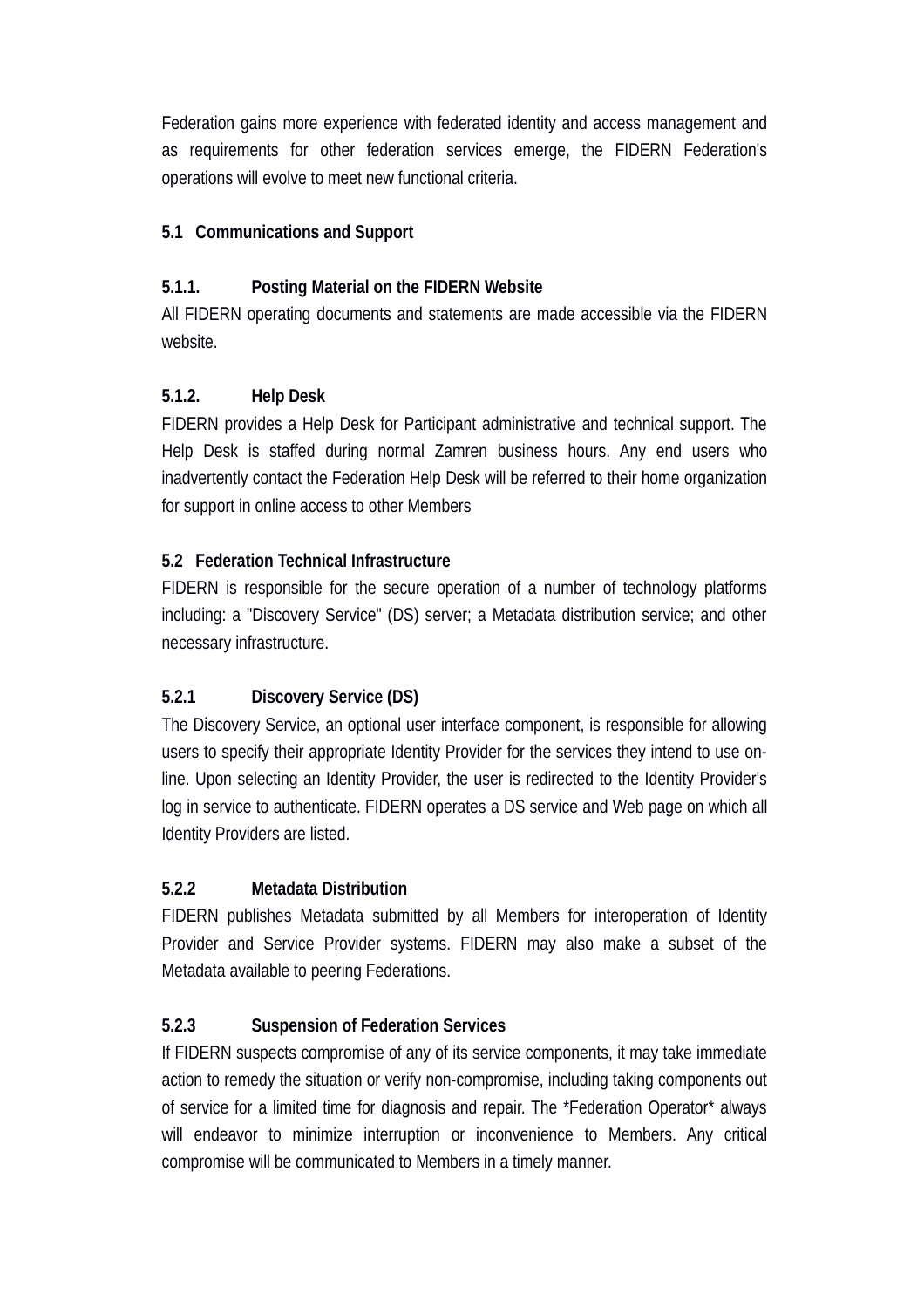Federation gains more experience with federated identity and access management and as requirements for other federation services emerge, the FIDERN Federation's operations will evolve to meet new functional criteria.

## 5.1 Communications and Support

### 5.1.1. Posting Material on the FIDERN Website

All FIDERN operating documents and statements are made accessible via the FIDERN website.

### 5.1.2. Help Desk

FIDERN provides a Help Desk for Participant administrative and technical support. The Help Desk is staffed during normal Zamren business hours. Any end users who inadvertently contact the Federation Help Desk will be referred to their home organization for support in online access to other Members

## 5.2 Federation Technical Infrastructure

FIDERN is responsible for the secure operation of a number of technology platforms including: a "Discovery Service" (DS) server; a Metadata distribution service; and other necessary infrastructure.

### 5.2.1 Discovery Service (DS)

The Discovery Service, an optional user interface component, is responsible for allowing users to specify their appropriate Identity Provider for the services they intend to use on-line. Upon selecting an Identity Provider, the user is redirected to the Identity Provider's log in service to authenticate. FIDERN operates a DS service and Web page on which all Identity Providers are listed.

### 5.2.2 Metadata Distribution

FIDERN publishes Metadata submitted by all Members for interoperation of Identity Provider and Service Provider systems. FIDERN may also make a subset of the Metadata available to peering Federations.

### 5.2.3 Suspension of Federation Services

If FIDERN suspects compromise of any of its service components, it may take immediate action to remedy the situation or verify non-compromise, including taking components out of service for a limited time for diagnosis and repair. The *Federation Operator* always will endeavor to minimize interruption or inconvenience to Members. Any critical compromise will be communicated to Members in a timely manner.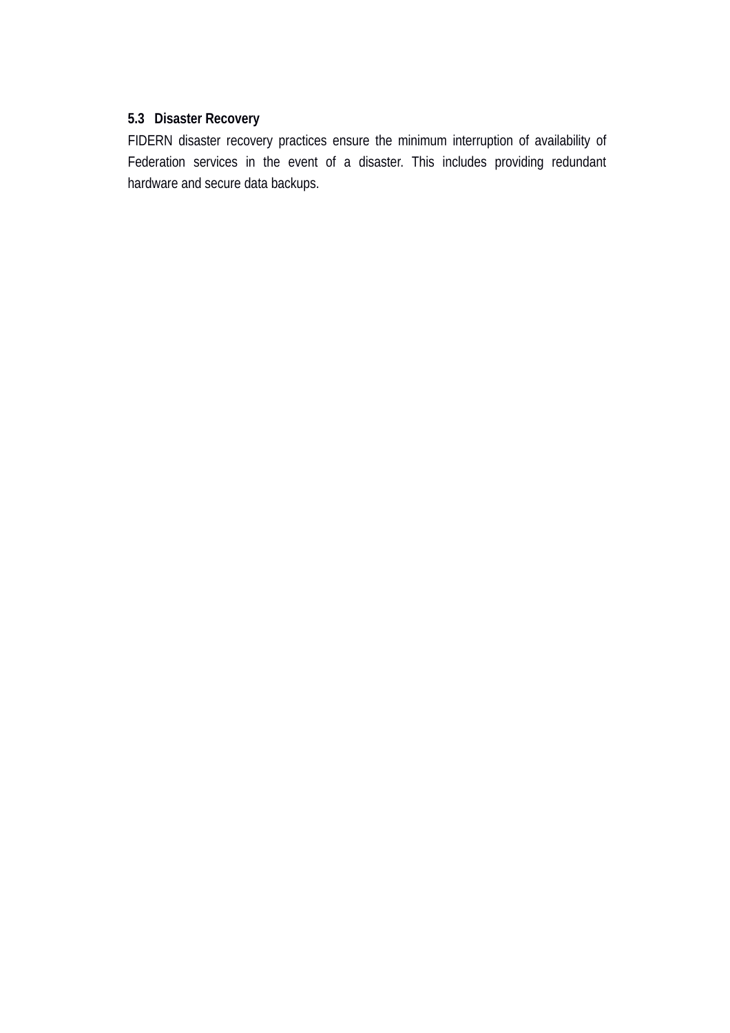### 5.3 Disaster Recovery

FIDERN disaster recovery practices ensure the minimum interruption of availability of Federation services in the event of a disaster. This includes providing redundant hardware and secure data backups.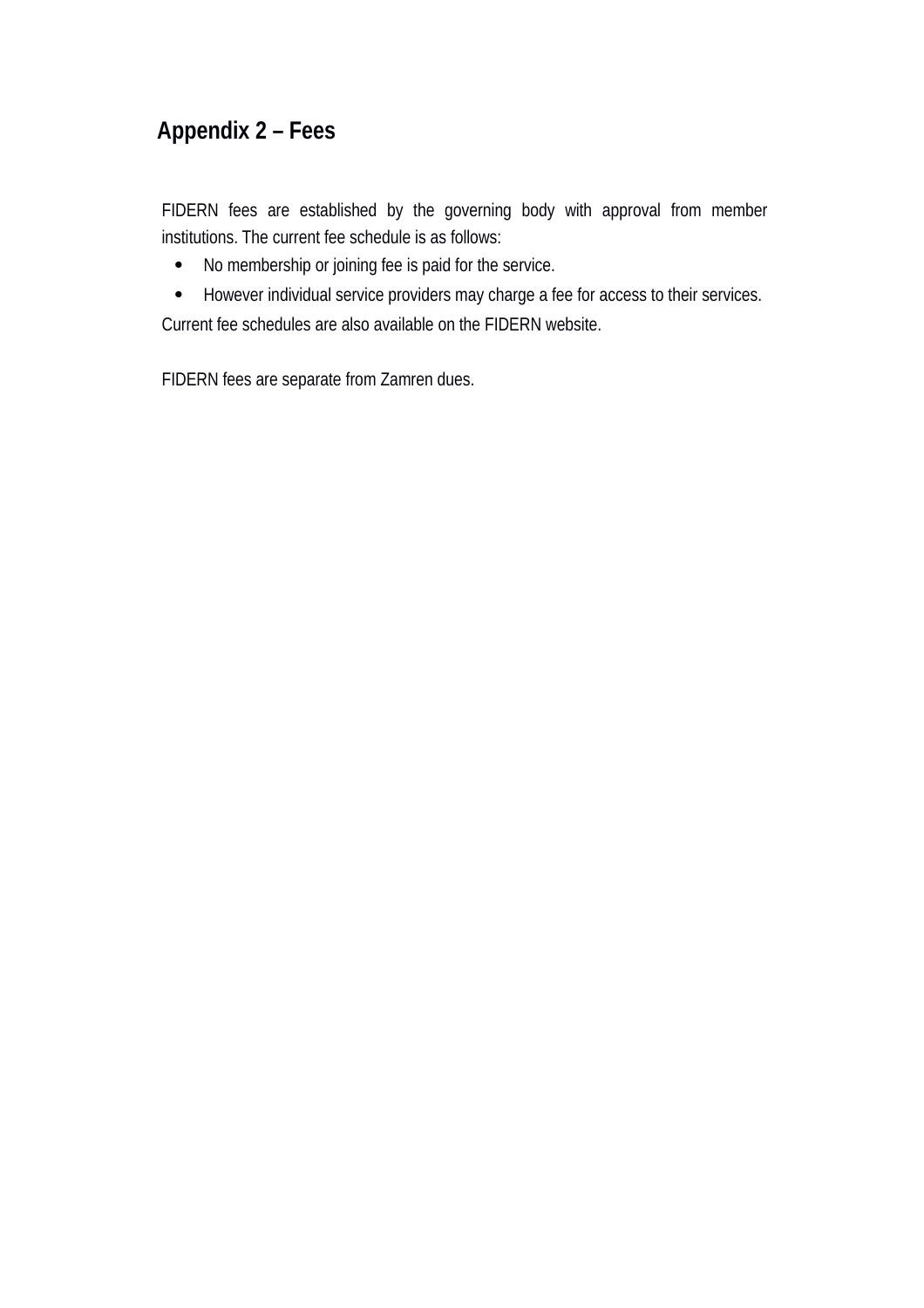# Appendix 2 – Fees

FIDERN fees are established by the governing body with approval from member institutions. The current fee schedule is as follows:

- No membership or joining fee is paid for the service.
- However individual service providers may charge a fee for access to their services.

Current fee schedules are also available on the FIDERN website.

FIDERN fees are separate from Zamren dues.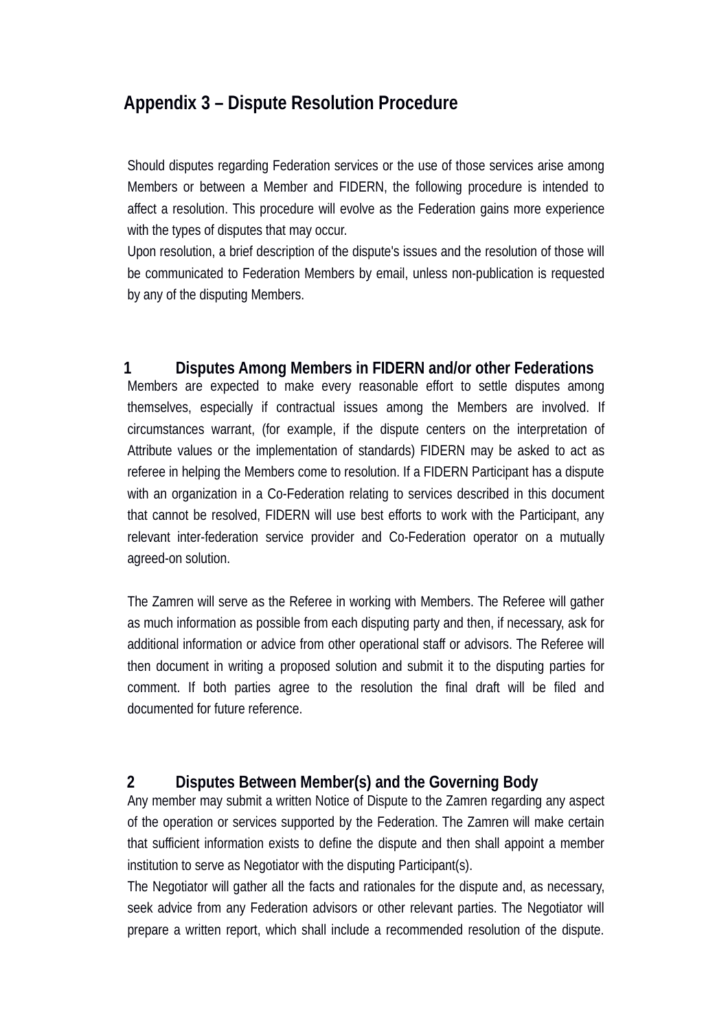# Appendix 3 – Dispute Resolution Procedure

Should disputes regarding Federation services or the use of those services arise among Members or between a Member and FIDERN, the following procedure is intended to affect a resolution. This procedure will evolve as the Federation gains more experience with the types of disputes that may occur.

Upon resolution, a brief description of the dispute's issues and the resolution of those will be communicated to Federation Members by email, unless non-publication is requested by any of the disputing Members.

## 1 Disputes Among Members in FIDERN and/or other Federations

Members are expected to make every reasonable effort to settle disputes among themselves, especially if contractual issues among the Members are involved. If circumstances warrant, (for example, if the dispute centers on the interpretation of Attribute values or the implementation of standards) FIDERN may be asked to act as referee in helping the Members come to resolution. If a FIDERN Participant has a dispute with an organization in a Co-Federation relating to services described in this document that cannot be resolved, FIDERN will use best efforts to work with the Participant, any relevant inter-federation service provider and Co-Federation operator on a mutually agreed-on solution.

The Zamren will serve as the Referee in working with Members. The Referee will gather as much information as possible from each disputing party and then, if necessary, ask for additional information or advice from other operational staff or advisors. The Referee will then document in writing a proposed solution and submit it to the disputing parties for comment. If both parties agree to the resolution the final draft will be filed and documented for future reference.

## 2 Disputes Between Member(s) and the Governing Body

Any member may submit a written Notice of Dispute to the Zamren regarding any aspect of the operation or services supported by the Federation. The Zamren will make certain that sufficient information exists to define the dispute and then shall appoint a member institution to serve as Negotiator with the disputing Participant(s).

The Negotiator will gather all the facts and rationales for the dispute and, as necessary, seek advice from any Federation advisors or other relevant parties. The Negotiator will prepare a written report, which shall include a recommended resolution of the dispute.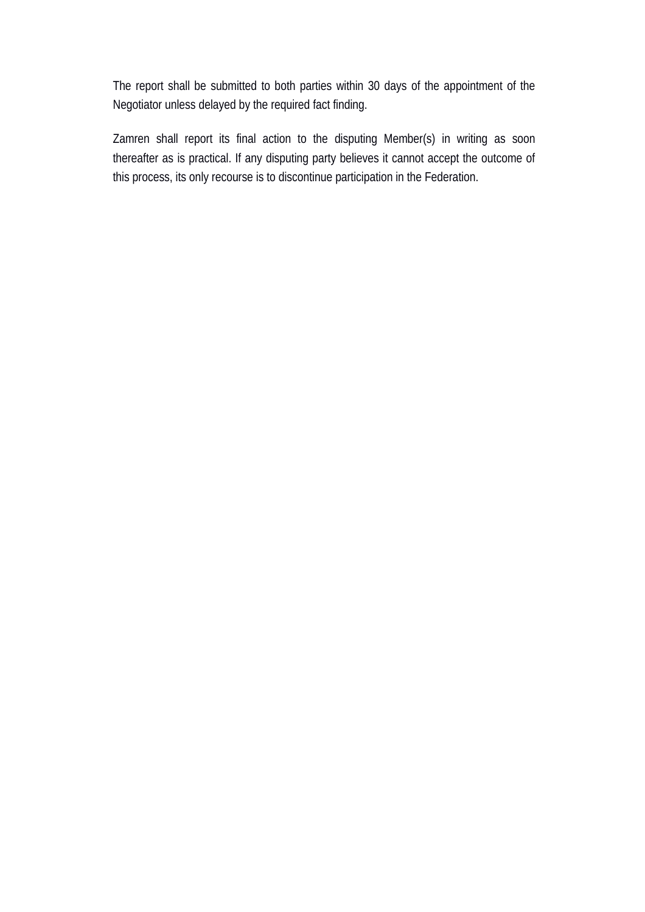The report shall be submitted to both parties within 30 days of the appointment of the Negotiator unless delayed by the required fact finding.

Zamren shall report its final action to the disputing Member(s) in writing as soon thereafter as is practical. If any disputing party believes it cannot accept the outcome of this process, its only recourse is to discontinue participation in the Federation.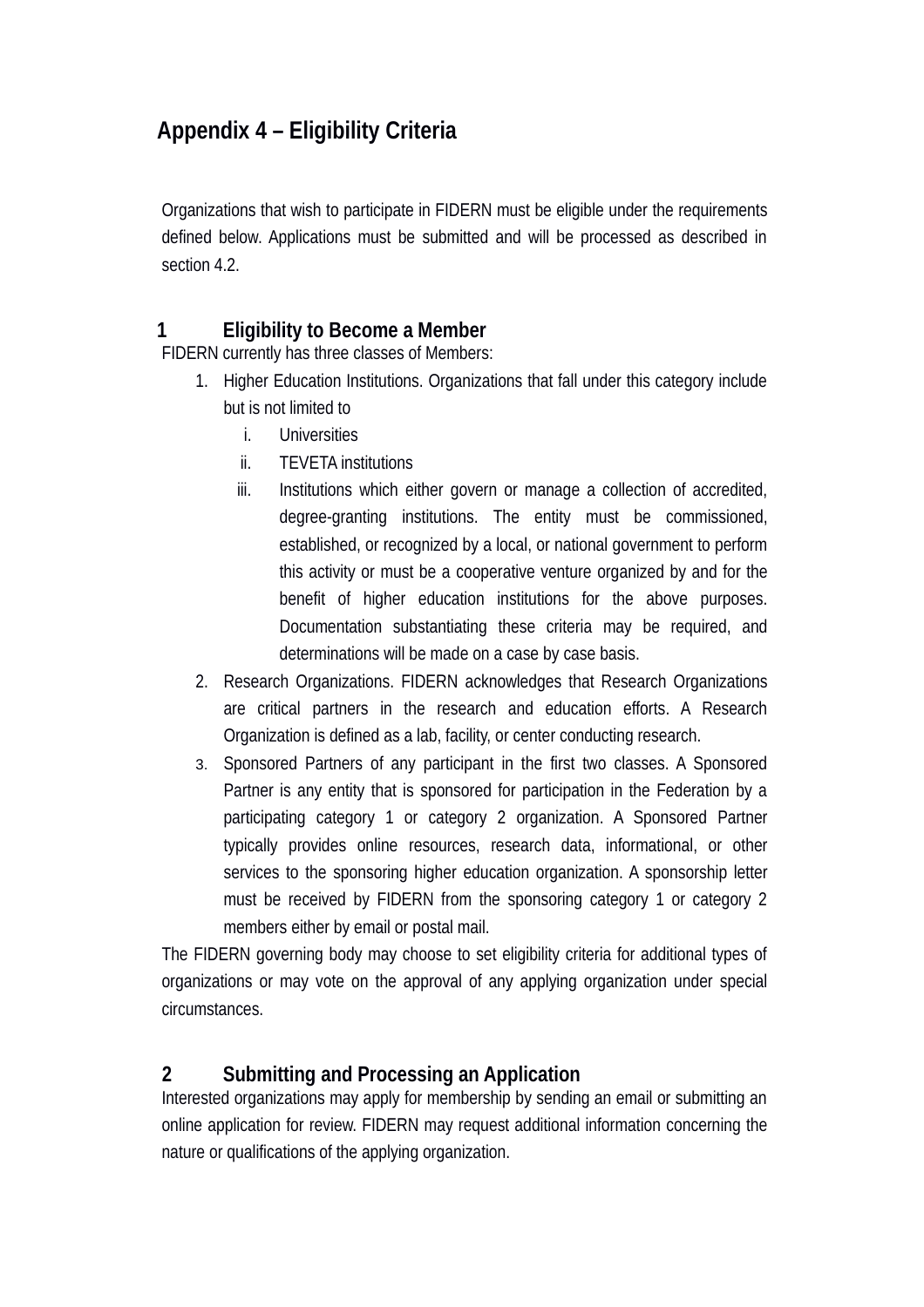# Appendix 4 – Eligibility Criteria

Organizations that wish to participate in FIDERN must be eligible under the requirements defined below. Applications must be submitted and will be processed as described in section 4.2.

## 1 Eligibility to Become a Member

FIDERN currently has three classes of Members:

1. Higher Education Institutions. Organizations that fall under this category include but is not limited to
   i. Universities
   ii. TEVETA institutions
   iii. Institutions which either govern or manage a collection of accredited, degree-granting institutions. The entity must be commissioned, established, or recognized by a local, or national government to perform this activity or must be a cooperative venture organized by and for the benefit of higher education institutions for the above purposes. Documentation substantiating these criteria may be required, and determinations will be made on a case by case basis.
2. Research Organizations. FIDERN acknowledges that Research Organizations are critical partners in the research and education efforts. A Research Organization is defined as a lab, facility, or center conducting research.
3. Sponsored Partners of any participant in the first two classes. A Sponsored Partner is any entity that is sponsored for participation in the Federation by a participating category 1 or category 2 organization. A Sponsored Partner typically provides online resources, research data, informational, or other services to the sponsoring higher education organization. A sponsorship letter must be received by FIDERN from the sponsoring category 1 or category 2 members either by email or postal mail.

The FIDERN governing body may choose to set eligibility criteria for additional types of organizations or may vote on the approval of any applying organization under special circumstances.

## 2 Submitting and Processing an Application

Interested organizations may apply for membership by sending an email or submitting an online application for review. FIDERN may request additional information concerning the nature or qualifications of the applying organization.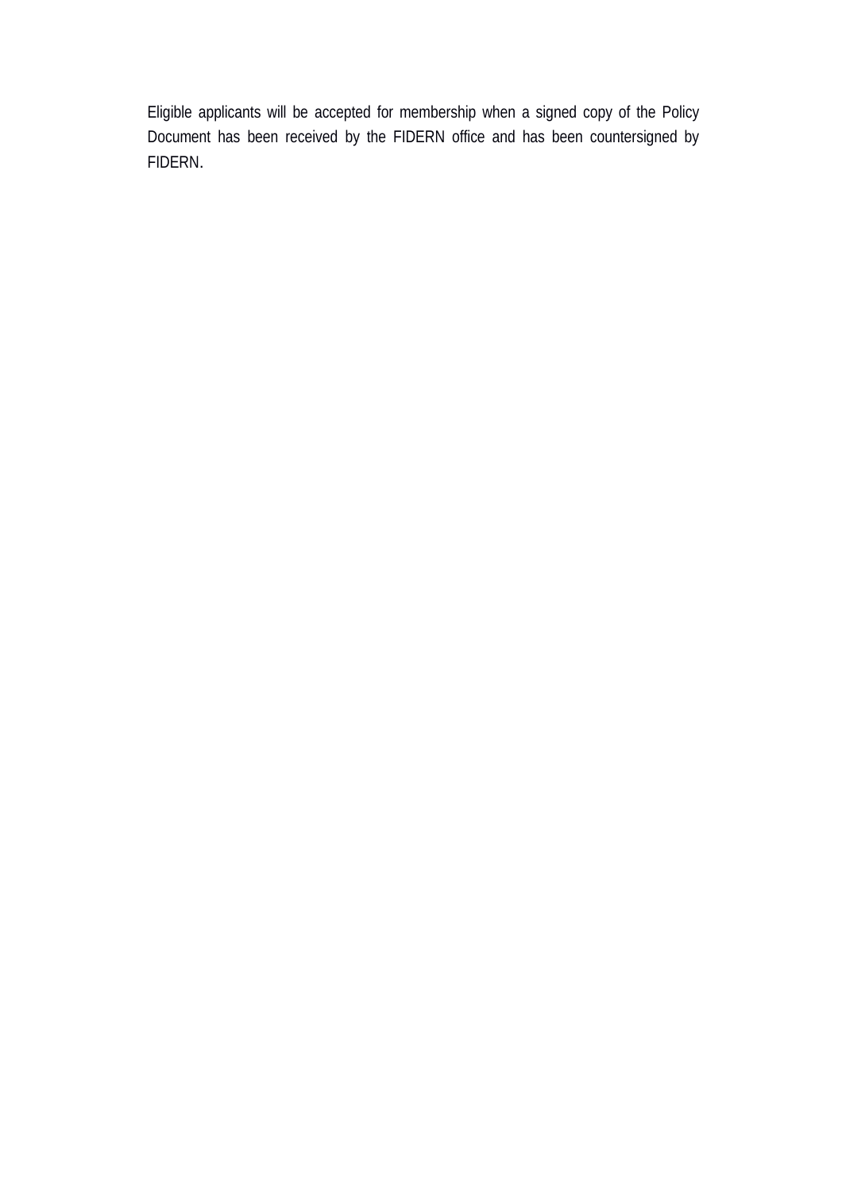Eligible applicants will be accepted for membership when a signed copy of the Policy Document has been received by the FIDERN office and has been countersigned by FIDERN.